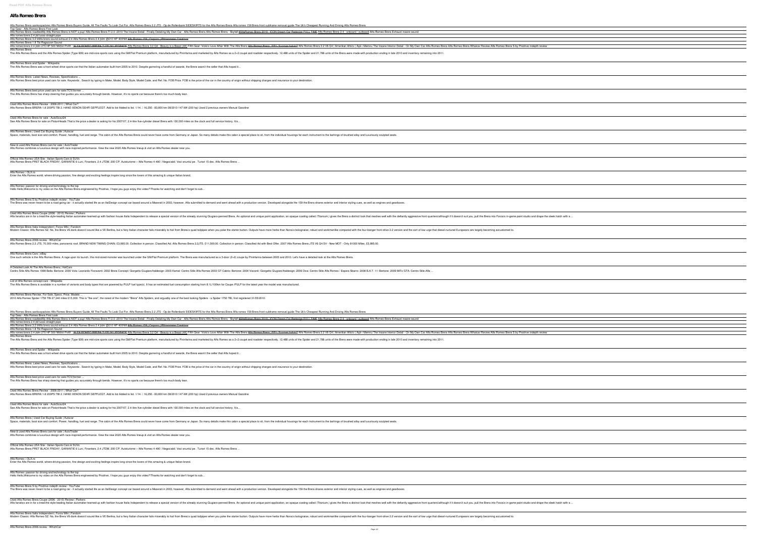# Alfa Romeo Brera

Alfa Romeo Brera aankoopadvies Alfa Romeo Brera Buyers Guide, All The Faults To Look Out For. Alfa Romeo Brera 2.2 JTS - Op de Rollenbank SIDESKIRTS for the Alfa Romeo Brera Alfa romeo 159 Brera front subframe removal guide The Uk's Cheapest Running And Driving Alfa Romeo Brera

Top Gear - Alfa Romeo Brera First Look

Alfa Romeo Brera roadtestMy Alfa Romeo Brera is NOT a pup! Alfa Romeo Brera TI 2.0 -2010 The Insane Detail - Finally Detailing My Own Car - Alfa Romeo Brera Alfa Romeo Brera - Skyfall #AlfaRomeo Brera 2019 - ICON Dream Car Redesign FULL TIME Alfa Romeo Brera 2.4 - onboard / outboard Alfa Romeo Brera Exhaust insane sound

Alfa romeo brera 2.4 jtd lusso straight pipe

Alfa Romeo Brera 3.2 V6Alfa brera sound exhaust 2.4 Alfa Romeo Brera 2.4 jtdm @210 HP 400NM Alfa Romeo 159 | Cayenn | Pitstopmaster Creations

Alfa Romeo Brera 1.8 Tbi Ragazzon Sound

Alfa romeo brera 2.4 jtdm 270 HP 500 NM(lol) POW - !ALFA ROMEO BRERA TI FELÚJÍTÁSACK Alfa Romeo Brera 3.2 Q4 - Beauty is a Beast (4K) Fifth Gear: Vicki's Love Affair With The Alfa Brera Alfa Romeo Brera - Elfi - Szemen babán? Alfa Romeo Brera 3.2 V6 Q4 | Amerikan Alfa'sı | Apk+Memnu The Insane Interior Detail - On My Own Car Alfa Romeo Brera Alfa Romeo Brera Whatcar Review Alfa Romeo Brera S by Prodrive indepth review

Alfa Romeo Brera

The Alfa Romeo Brera and the Alfa Romeo Spider (Type 939) are mid-size sports cars using the GM/Fiat Premium platform, manufactured by Pininfarina and marketed by Alfa Romeo as a 2+2 coupé and roadster respectively. 12,488 units of the Spider and 21,786 units of the Brera were made with production ending in late 2010 and inventory remaining into 2011.

Alfa Romeo Brera and Spider - Wikipedia

The Alfa Romeo Brera was a front-wheel drive sports car that the Italian automaker built from 2005 to 2010. Despite garnering a handful of awards, the Brera wasn't the seller that Alfa hoped it...

Alfa Romeo Brera: Latest News, Reviews, Specifications ...

Alfa Romeo Brera best price used cars for sale. Keywords . Search by typing in Make, Model, Body Style, Model Code, and Ref. No. FOB Price. FOB is the price of the car in the country of origin without shipping charges and insurance to your destination.

Alfa Romeo Brera best price used cars for sale|TCV(former ...

The Alfa Romeo Brera has sharp steering that guides you accurately through bends. However, it's no sports car because there's too much body lean.

Used Alfa Romeo Brera Review - 2006-2011 | What Car?

Alfa Romeo Brera BRERA 1.8 200PS TBI 2. HAND XENON SEHR GEPFLEGT. Add to list Added to list. 1/14. € 16,250 - 83,800 km 08/2010 147 kW (200 hp) Used 2 previous owners Manual Gasoline

Used Alfa Romeo Brera for sale - AutoScout24

See Alfa Romeo Brera for sale on PistonHeads That's the price a dealer is asking for his 2007/07, 2.4-litre five-cylinder diesel Brera with 130,000 miles on the clock and full service history. It's...

Alfa Romeo Brera | Used Car Buying Guide | Autocar

Space, materials, boot size and comfort. Power, handling, fuel and range. The cabin of the Alfa Romeo Brera could never have come from Germany or Japan. So many details make this cabin a special place to sit, from the individual housings for each instrument to the lashings of brushed alloy and luxuriously sculpted seats.

New & used Alfa Romeo Brera cars for sale | AutoTrader

Alfa Romeo combines a luxurious design with race-inspired performance. View the new 2020 Alfa Romeo lineup & visit an Alfa Romeo dealer near you.

Official Alfa Romeo USA Site - Italian Sports Cars & SUVs

Alfa Romeo Brera PRET BLACK FRIDAY, GARANTIE 6 Luni, Finantare, 2,4 JTDM, 200 CP. Autoturisme » Alfa Romeo 4 490 € Negociabil. Vezi anuntul pe . Turani 15 dec. Alfa Romeo Brera ...

Alfa Romeo - OLX.ro

Enter the Alfa Romeo world, where driving passion, fine design and exciting feelings inspire long since the lovers of this amazing & unique Italian brand.

Alfa Romeo: passion for driving and technology to the top

Hello Hello,Welcome to my video on the Alfa Romeo Brera engineered by Prodrive, I hope you guys enjoy this video?!Thanks for watching and don't forget to sub...

Alfa Romeo Brera S by Prodrive indepth review - YouTube

The Brera was never meant to be a road-going car - it actually started life as an ItalDesign concept car based around a Maserati in 2003, however, Alfa submitted to demand and went ahead with a production version. Developed alongside the 159 the Brera shares exterior and interior styling cues, as well as engines and gearboxes.

Used Alfa Romeo Brera Coupe (2006 - 2010) Review | Parkers

Alfa fanatics are in for a treat!the style-leading Italian automaker teamed up with fashion house Italia Independent to release a special version of the already stunning Giugiaro-penned Brera. An optional and unique paint application, an opaque coating called 'Titanium,' gives the Brera a distinct look that meshes well with the defiantly aggressive front quarters!although if it doesn't suit you, pull the Brera into Forza's in-game paint studio and drape the sleek hatch with a ...

Alfa Romeo Brera Italia Independent | Forza Wiki | Fandom

Modern Classic: Alfa Romeo SZ. No, the Brera V6 dork doesn't sound like a VE Berlina, but a fiery Italian character fails miserably to hail from Brera's quad tailpipes when you poke the starter button. Outputs have more herbs than Nonna's bolognaise, robust and workmanlike compared with the four-banger front-drive 2.2 version and the sort of low urge that diesel-nurtured Europeans are largely becoming accustomed to.

Alfa Romeo Brera 2006 review - WhichCar

Alfa Romeo Brera 2.2 JTS, 70,000 miles, panoramic roof, BRAND NEW TIMING CHAIN. £3,995.00. Collection in person. Classified Ad. Alfa Romeo Brera 2.2JTS. £11,500.00. Collection in person. Classified Ad with Best Offer. 2007 Alfa Romeo Brera JTS V6 Q4 SV - New MOT - Only 81000 Miles. £5,995.00.

Alfa Romeo Brera Cars | eBay

One such vehicle is the Alfa Romeo Brera. A rage upon its launch, this mid-sized monster was launched under the GM/Fiat Premium platform. The Brera was manufactured as a 3-door (2+2) coupe by Pininfarina between 2005 and 2010. Let's have a detailed look at the Alfa Romeo Brera.

A Detailed Look At The Alfa Romeo Brera | HotCars

Centro Stile Alfa Romeo 1999 Bella: Bertone: 2000 Vola: Leonardo Fioravanti: 2002 Brera Concept: Giorgetto Giugiaro/Italdesign: 2003 Kamal: Centro Stile Alfa Romeo 2003 GT Cabrio: Bertone: 2004 Visconti: Giorgetto Giugiaro/Italdesign: 2006 Diva: Centro Stile Alfa Romeo / Espera Sbarro: 2008 B.A.T. 11: Bertone: 2009 MiTo GTA: Centro Stile Alfa ...

List of Alfa Romeo concept cars - Wikipedia

The Alfa Romeo Brera is available in a number of variants and body types that are powered by PULP fuel type(s). It has an estimated fuel consumption starting from 8.1L/100km for Coupe /PULP for the latest year the model was manufactured.

Alfa Romeo Brera Review, For Sale, Specs, Price, Models ...

2010 Alfa Romeo Spider 1750 TBi 27,340 miles £15,000. This is "the one", the rarest of the modern "Brera" Alfa Spiders, and arguably one of the best looking Spiders - a Spider 1750 TBi, first registered 31/05/2010.

Alfa Romeo Brera aankoopadvies Alfa Romeo Brera Buyers Guide, All The Faults To Look Out For. Alfa Romeo Brera 2.2 JTS - Op de Rollenbank SIDESKIRTS for the Alfa Romeo Brera Alfa romeo 159 Brera front subframe removal guide The Uk's Cheapest Running And Driving Alfa Romeo Brera

Top Gear - Alfa Romeo Brera First Look

Alfa Romeo Brera roadtestMy Alfa Romeo Brera is NOT a pup! Alfa Romeo Brera TI 2.0 -2010 The Insane Detail - Finally Detailing My Own Car - Alfa Romeo Brera Alfa Romeo Brera - Skyfall #AlfaRomeo Brera 2019 - ICON Dream Car Redesign FULL TIME Alfa Romeo Brera 2.4 - onboard / outboard Alfa Romeo Brera Exhaust insane sound

Alfa romeo brera 2.4 jtd lusso straight pipe

Alfa Romeo Brera 3.2 V6Alfa brera sound exhaust 2.4 Alfa Romeo Brera 2.4 jtdm @210 HP 400NM Alfa Romeo 159 | Cayenn | Pitstopmaster Creations

Alfa Romeo Brera 1.8 Tbi Ragazzon Sound

Alfa romeo brera 2.4 jtdm 270 HP 500 NM(lol) POW - !ALFA ROMEO BRERA TI FELÚJÍTÁSACK Alfa Romeo Brera 3.2 Q4 - Beauty is a Beast (4K) Fifth Gear: Vicki's Love Affair With The Alfa Brera Alfa Romeo Brera - Elfi - Szemen babán? Alfa Romeo Brera 3.2 V6 Q4 | Amerikan Alfa'sı | Apk+Memnu The Insane Interior Detail - On My Own Car Alfa Romeo Brera Alfa Romeo Brera Whatcar Review Alfa Romeo Brera S by Prodrive indepth review

Alfa Romeo Brera

The Alfa Romeo Brera and the Alfa Romeo Spider (Type 939) are mid-size sports cars using the GM/Fiat Premium platform, manufactured by Pininfarina and marketed by Alfa Romeo as a 2+2 coupé and roadster respectively. 12,488 units of the Spider and 21,786 units of the Brera were made with production ending in late 2010 and inventory remaining into 2011.

Alfa Romeo Brera and Spider - Wikipedia

The Alfa Romeo Brera was a front-wheel drive sports car that the Italian automaker built from 2005 to 2010. Despite garnering a handful of awards, the Brera wasn't the seller that Alfa hoped it...

Alfa Romeo Brera: Latest News, Reviews, Specifications ...

Alfa Romeo Brera best price used cars for sale. Keywords . Search by typing in Make, Model, Body Style, Model Code, and Ref. No. FOB Price. FOB is the price of the car in the country of origin without shipping charges and insurance to your destination.

Alfa Romeo Brera best price used cars for sale|TCV(former ...

The Alfa Romeo Brera has sharp steering that guides you accurately through bends. However, it's no sports car because there's too much body lean.

Used Alfa Romeo Brera Review - 2006-2011 | What Car?

Alfa Romeo Brera BRERA 1.8 200PS TBI 2. HAND XENON SEHR GEPFLEGT. Add to list Added to list. 1/14. € 16,250 - 83,800 km 08/2010 147 kW (200 hp) Used 2 previous owners Manual Gasoline

Used Alfa Romeo Brera for sale - AutoScout24

See Alfa Romeo Brera for sale on PistonHeads That's the price a dealer is asking for his 2007/07, 2.4-litre five-cylinder diesel Brera with 130,000 miles on the clock and full service history. It's...

Alfa Romeo Brera | Used Car Buying Guide | Autocar

Space, materials, boot size and comfort. Power, handling, fuel and range. The cabin of the Alfa Romeo Brera could never have come from Germany or Japan. So many details make this cabin a special place to sit, from the individual housings for each instrument to the lashings of brushed alloy and luxuriously sculpted seats.

New & used Alfa Romeo Brera cars for sale | AutoTrader

Alfa Romeo combines a luxurious design with race-inspired performance. View the new 2020 Alfa Romeo lineup & visit an Alfa Romeo dealer near you.

Official Alfa Romeo USA Site - Italian Sports Cars & SUVs

Alfa Romeo Brera PRET BLACK FRIDAY, GARANTIE 6 Luni, Finantare, 2,4 JTDM, 200 CP. Autoturisme » Alfa Romeo 4 490 € Negociabil. Vezi anuntul pe . Turani 15 dec. Alfa Romeo Brera ...

Alfa Romeo - OLX.ro

Enter the Alfa Romeo world, where driving passion, fine design and exciting feelings inspire long since the lovers of this amazing & unique Italian brand.

Alfa Romeo: passion for driving and technology to the top

Hello Hello,Welcome to my video on the Alfa Romeo Brera engineered by Prodrive, I hope you guys enjoy this video?!Thanks for watching and don't forget to sub...

Alfa Romeo Brera S by Prodrive indepth review - YouTube

The Brera was never meant to be a road-going car - it actually started life as an ItalDesign concept car based around a Maserati in 2003, however, Alfa submitted to demand and went ahead with a production version. Developed alongside the 159 the Brera shares exterior and interior styling cues, as well as engines and gearboxes.

Used Alfa Romeo Brera Coupe (2006 - 2010) Review | Parkers

Alfa fanatics are in for a treat!the style-leading Italian automaker teamed up with fashion house Italia Independent to release a special version of the already stunning Giugiaro-penned Brera. An optional and unique paint application, an opaque coating called 'Titanium,' gives the Brera a distinct look that meshes well with the defiantly aggressive front quarters!although if it doesn't suit you, pull the Brera into Forza's in-game paint studio and drape the sleek hatch with a ...

Alfa Romeo Brera Italia Independent | Forza Wiki | Fandom

Modern Classic: Alfa Romeo SZ. No, the Brera V6 dork doesn't sound like a VE Berlina, but a fiery Italian character fails miserably to hail from Brera's quad tailpipes when you poke the starter button. Outputs have more herbs than Nonna's bolognaise, robust and workmanlike compared with the four-banger front-drive 2.2 version and the sort of low urge that diesel-nurtured Europeans are largely becoming accustomed to.

Alfa Romeo Brera 2006 review - WhichCar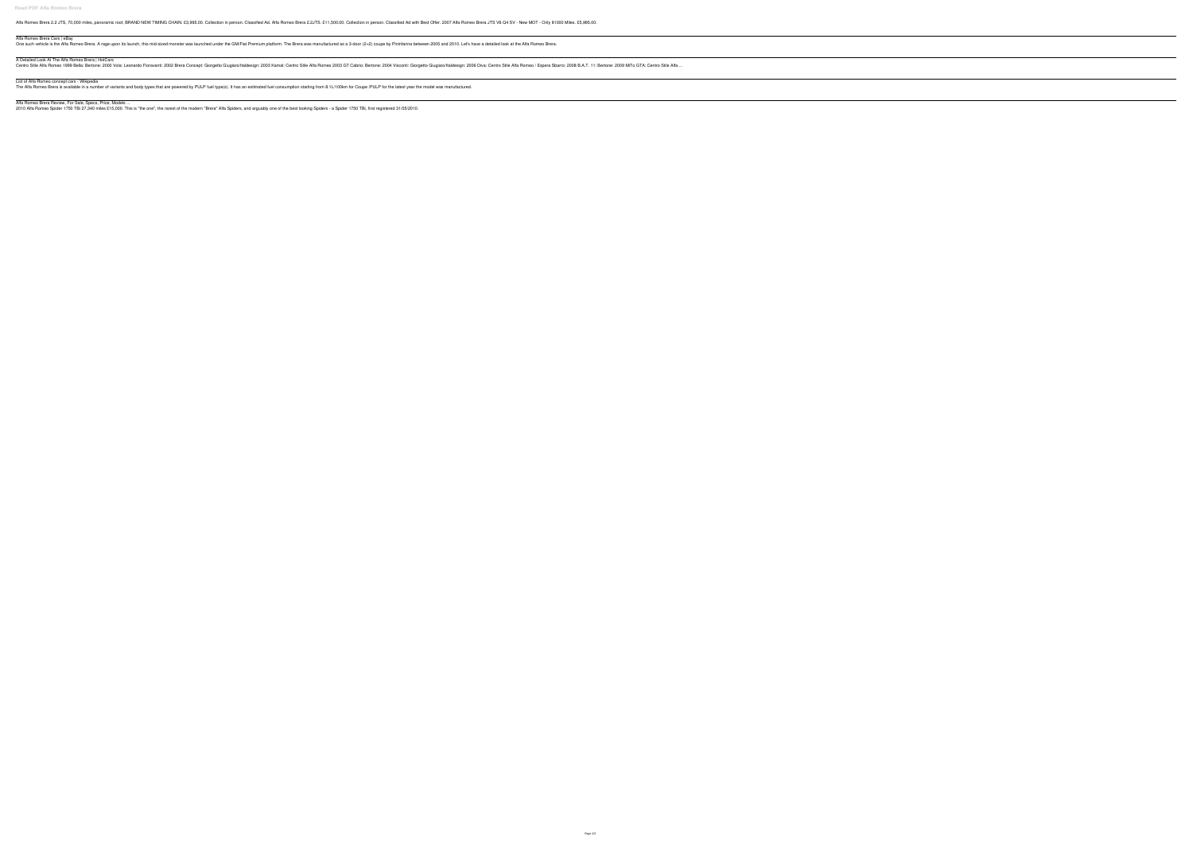Alfa Romeo Brera 2.2 JTS, 70,000 miles, panoramic roof, BRAND NEW TIMING CHAIN. £3,995.00. Collection in person. Classified Ad. Alfa Romeo Brera 2.2JTS. £11,500.00. Collection in person. Classified Ad with Best Offer. 2007 Alfa Romeo Brera JTS V6 Q4 SV - New MOT - Only 81000 Miles. £5,995.00.

Alfa Romeo Brera Cars | eBay

One such vehicle is the Alfa Romeo Brera. A rage upon its launch, this mid-sized monster was launched under the GM/Fiat Premium platform. The Brera was manufactured as a 3-door (2+2) coupe by Pininfarina between 2005 and 2010. Let's have a detailed look at the Alfa Romeo Brera.

A Detailed Look At The Alfa Romeo Brera | HotCars

Centro Stile Alfa Romeo 1999 Bella: Bertone: 2000 Vola: Leonardo Fioravanti: 2002 Brera Concept: Giorgetto Giugiaro/Italdesign: 2003 Kamal: Centro Stile Alfa Romeo 2003 GT Cabrio: Bertone: 2004 Visconti: Giorgetto Giugiaro/Italdesign: 2006 Diva: Centro Stile Alfa Romeo / Espera Sbarro: 2008 B.A.T. 11: Bertone: 2009 MiTo GTA: Centro Stile Alfa ...

List of Alfa Romeo concept cars - Wikipedia

The Alfa Romeo Brera is available in a number of variants and body types that are powered by PULP fuel type(s). It has an estimated fuel consumption starting from 8.1L/100km for Coupe /PULP for the latest year the model was manufactured.

Alfa Romeo Brera Review, For Sale, Specs, Price, Models ...

2010 Alfa Romeo Spider 1750 TBi 27,340 miles £15,000. This is "the one", the rarest of the modern "Brera" Alfa Spiders, and arguably one of the best looking Spiders - a Spider 1750 TBi, first registered 31/05/2010.